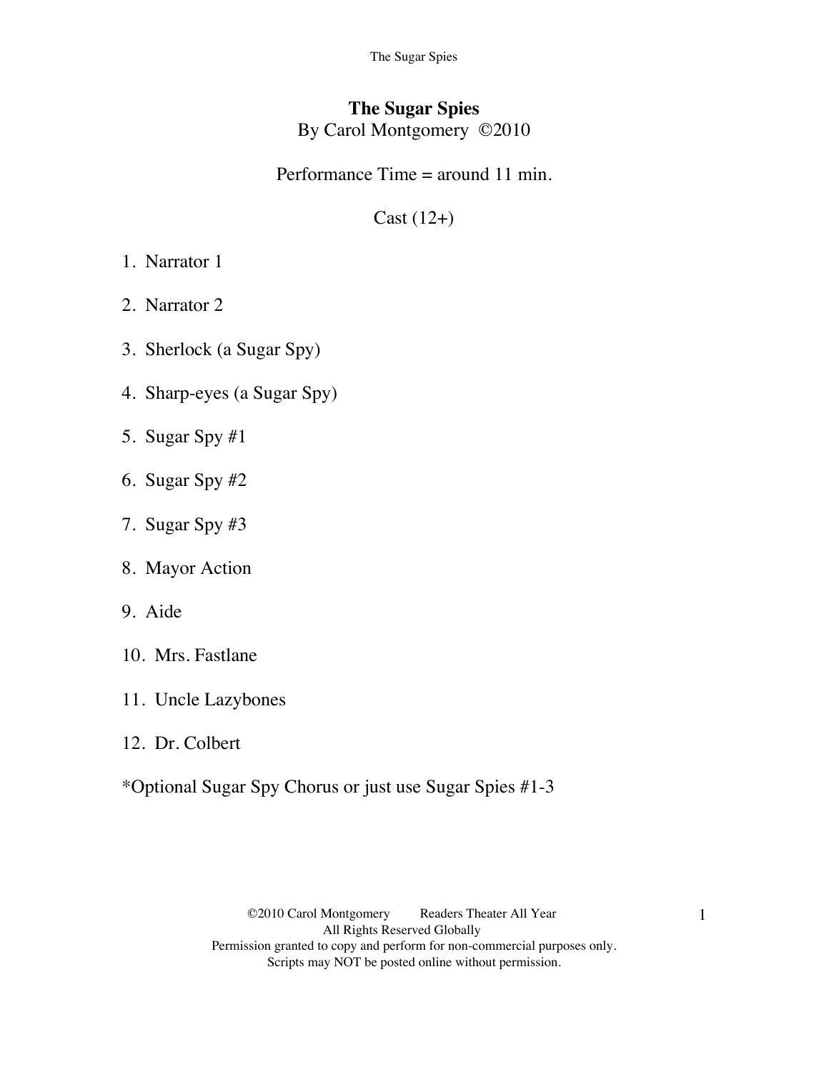# The Sugar Spies

By Carol Montgomery ©2010

Performance Time = around 11 min.

Cast (12+)

1. Narrator 1
2. Narrator 2
3. Sherlock (a Sugar Spy)
4. Sharp-eyes (a Sugar Spy)
5. Sugar Spy #1
6. Sugar Spy #2
7. Sugar Spy #3
8. Mayor Action
9. Aide
10. Mrs. Fastlane
11. Uncle Lazybones
12. Dr. Colbert

*Optional Sugar Spy Chorus or just use Sugar Spies #1-3

©2010 Carol Montgomery Readers Theater All Year
All Rights Reserved Globally
Permission granted to copy and perform for non-commercial purposes only.
Scripts may NOT be posted online without permission.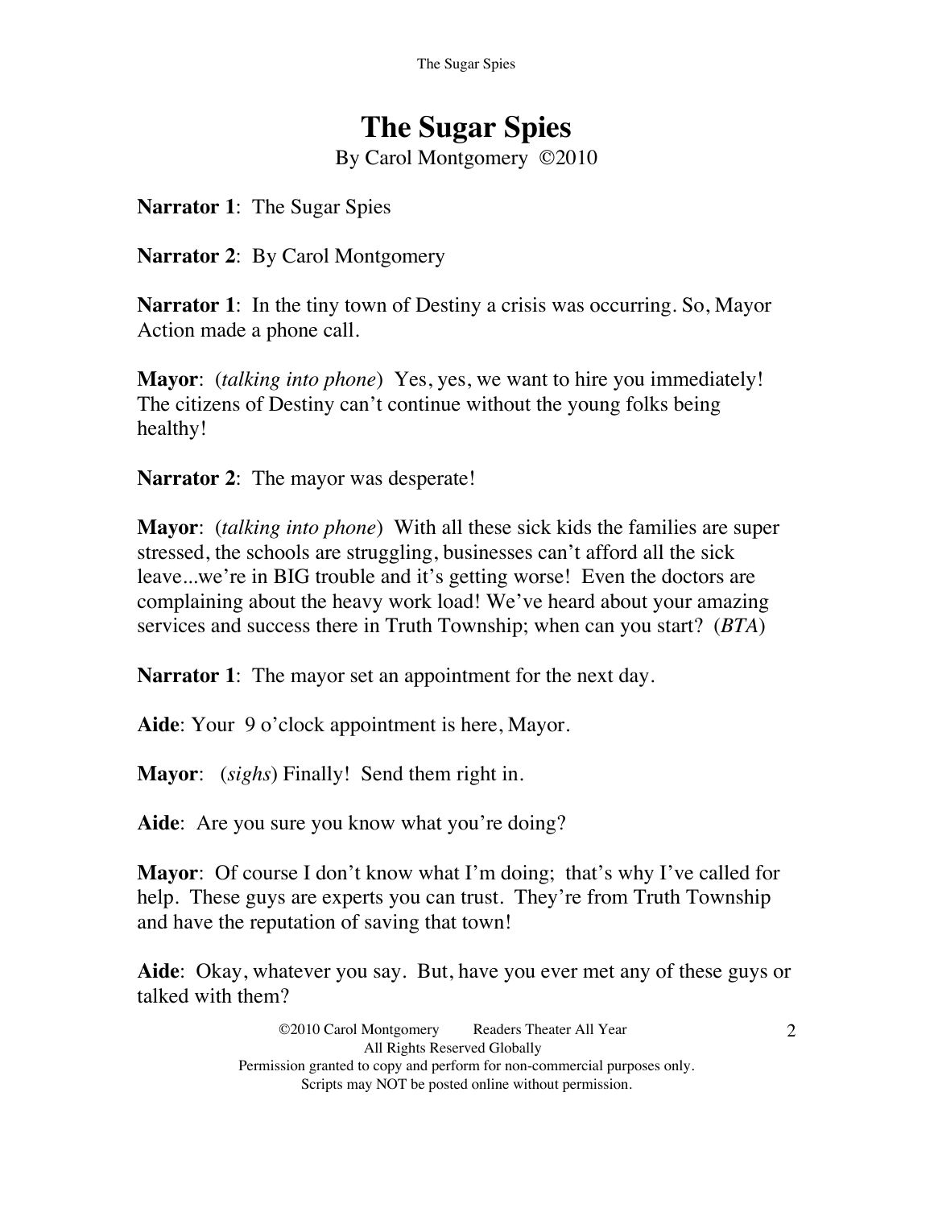# The Sugar Spies

By Carol Montgomery ©2010

**Narrator 1**: The Sugar Spies

**Narrator 2**: By Carol Montgomery

**Narrator 1**: In the tiny town of Destiny a crisis was occurring. So, Mayor Action made a phone call.

**Mayor**: (*talking into phone*) Yes, yes, we want to hire you immediately! The citizens of Destiny can't continue without the young folks being healthy!

**Narrator 2**: The mayor was desperate!

**Mayor**: (*talking into phone*) With all these sick kids the families are super stressed, the schools are struggling, businesses can't afford all the sick leave...we're in BIG trouble and it's getting worse! Even the doctors are complaining about the heavy work load! We've heard about your amazing services and success there in Truth Township; when can you start? (*BTA*)

**Narrator 1**: The mayor set an appointment for the next day.

**Aide**: Your 9 o'clock appointment is here, Mayor.

**Mayor**: (*sighs*) Finally! Send them right in.

**Aide**: Are you sure you know what you're doing?

**Mayor**: Of course I don't know what I'm doing; that's why I've called for help. These guys are experts you can trust. They're from Truth Township and have the reputation of saving that town!

**Aide**: Okay, whatever you say. But, have you ever met any of these guys or talked with them?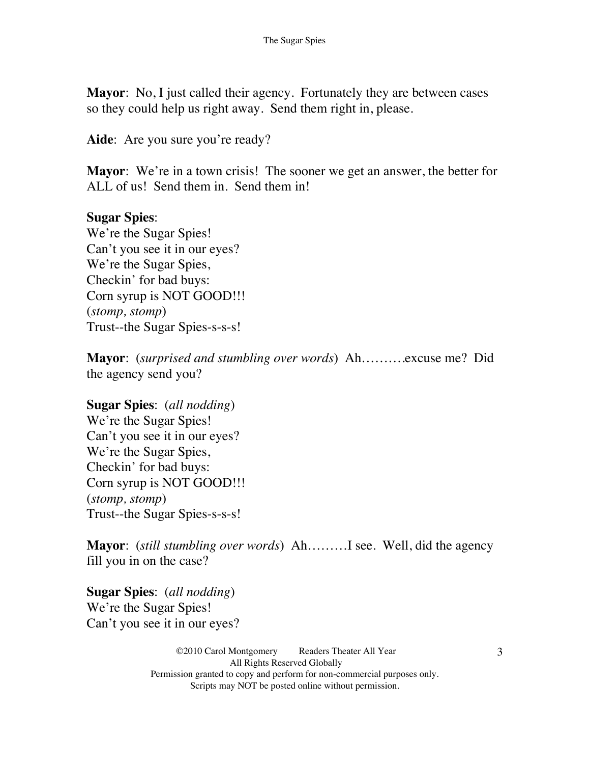**Mayor**: No, I just called their agency. Fortunately they are between cases so they could help us right away. Send them right in, please.

**Aide**: Are you sure you're ready?

**Mayor**: We're in a town crisis! The sooner we get an answer, the better for ALL of us! Send them in. Send them in!

**Sugar Spies**:  
We're the Sugar Spies!  
Can't you see it in our eyes?  
We're the Sugar Spies,  
Checkin' for bad buys:  
Corn syrup is NOT GOOD!!!  
(*stomp, stomp*)  
Trust--the Sugar Spies-s-s-s!

**Mayor**: (*surprised and stumbling over words*) Ah……….excuse me? Did the agency send you?

**Sugar Spies**: (*all nodding*)  
We're the Sugar Spies!  
Can't you see it in our eyes?  
We're the Sugar Spies,  
Checkin' for bad buys:  
Corn syrup is NOT GOOD!!!  
(*stomp, stomp*)  
Trust--the Sugar Spies-s-s-s!

**Mayor**: (*still stumbling over words*) Ah………I see. Well, did the agency fill you in on the case?

**Sugar Spies**: (*all nodding*)  
We're the Sugar Spies!  
Can't you see it in our eyes?

©2010 Carol Montgomery  Readers Theater All Year  
All Rights Reserved Globally  
Permission granted to copy and perform for non-commercial purposes only.  
Scripts may NOT be posted online without permission.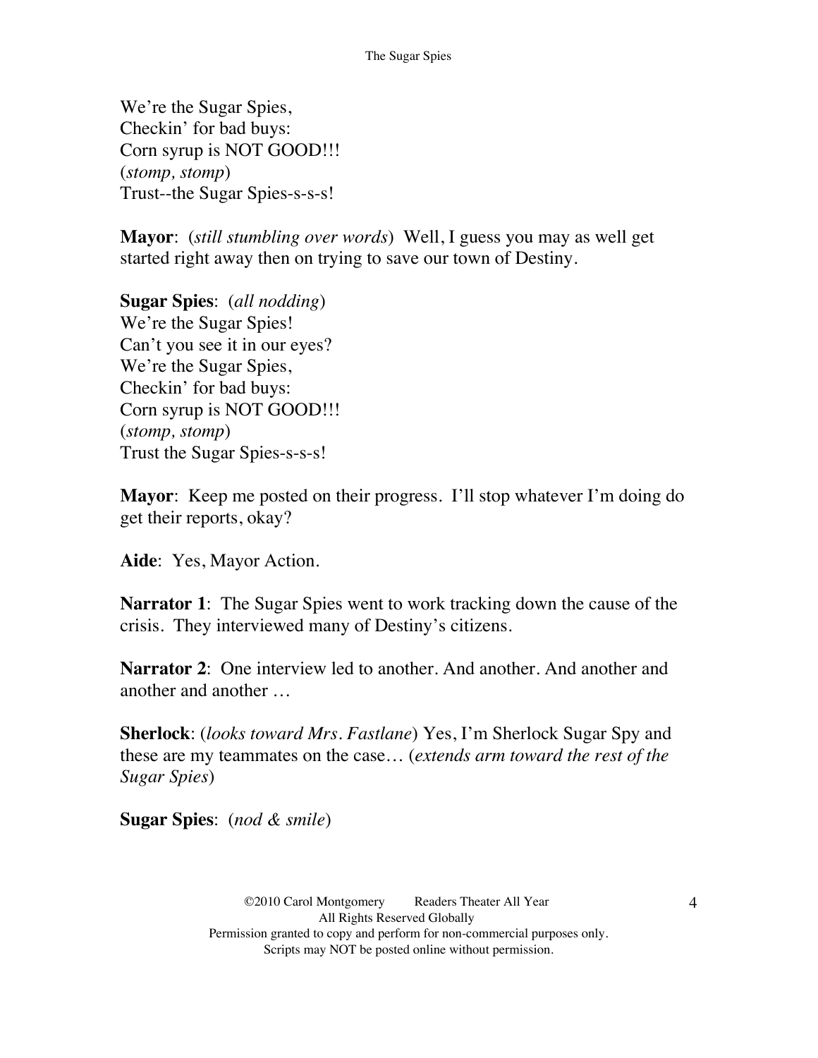We're the Sugar Spies,  
Checkin' for bad buys:  
Corn syrup is NOT GOOD!!!  
(*stomp, stomp*)  
Trust--the Sugar Spies-s-s-s!

**Mayor**: (*still stumbling over words*) Well, I guess you may as well get started right away then on trying to save our town of Destiny.

**Sugar Spies**: (*all nodding*)  
We're the Sugar Spies!  
Can't you see it in our eyes?  
We're the Sugar Spies,  
Checkin' for bad buys:  
Corn syrup is NOT GOOD!!!  
(*stomp, stomp*)  
Trust the Sugar Spies-s-s-s!

**Mayor**: Keep me posted on their progress. I'll stop whatever I'm doing do get their reports, okay?

**Aide**: Yes, Mayor Action.

**Narrator 1**: The Sugar Spies went to work tracking down the cause of the crisis. They interviewed many of Destiny's citizens.

**Narrator 2**: One interview led to another. And another. And another and another and another …

**Sherlock**: (*looks toward Mrs. Fastlane*) Yes, I'm Sherlock Sugar Spy and these are my teammates on the case… (*extends arm toward the rest of the Sugar Spies*)

**Sugar Spies**: (*nod & smile*)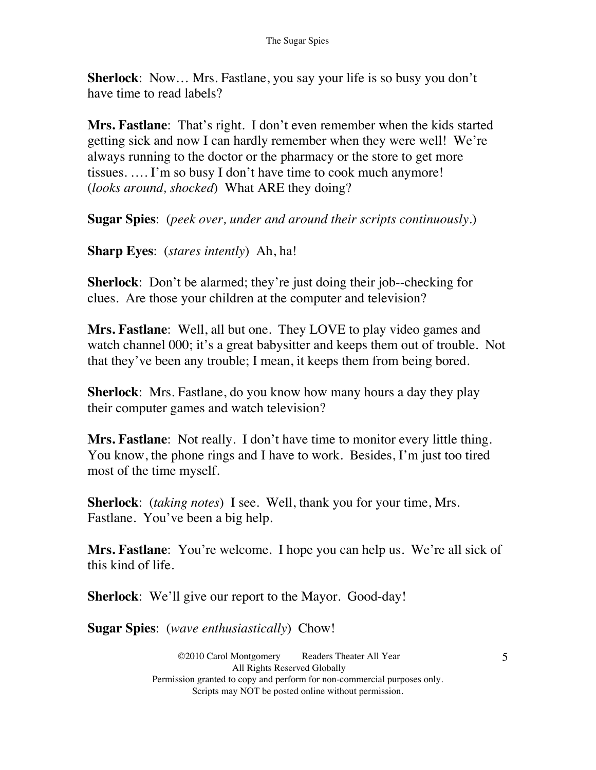**Sherlock**: Now… Mrs. Fastlane, you say your life is so busy you don't have time to read labels?

**Mrs. Fastlane**: That's right. I don't even remember when the kids started getting sick and now I can hardly remember when they were well! We're always running to the doctor or the pharmacy or the store to get more tissues. …. I'm so busy I don't have time to cook much anymore! (*looks around, shocked*) What ARE they doing?

**Sugar Spies**: (*peek over, under and around their scripts continuously.*)

**Sharp Eyes**: (*stares intently*) Ah, ha!

**Sherlock**: Don't be alarmed; they're just doing their job--checking for clues. Are those your children at the computer and television?

**Mrs. Fastlane**: Well, all but one. They LOVE to play video games and watch channel 000; it's a great babysitter and keeps them out of trouble. Not that they've been any trouble; I mean, it keeps them from being bored.

**Sherlock**: Mrs. Fastlane, do you know how many hours a day they play their computer games and watch television?

**Mrs. Fastlane**: Not really. I don't have time to monitor every little thing. You know, the phone rings and I have to work. Besides, I'm just too tired most of the time myself.

**Sherlock**: (*taking notes*) I see. Well, thank you for your time, Mrs. Fastlane. You've been a big help.

**Mrs. Fastlane**: You're welcome. I hope you can help us. We're all sick of this kind of life.

**Sherlock**: We'll give our report to the Mayor. Good-day!

**Sugar Spies**: (*wave enthusiastically*) Chow!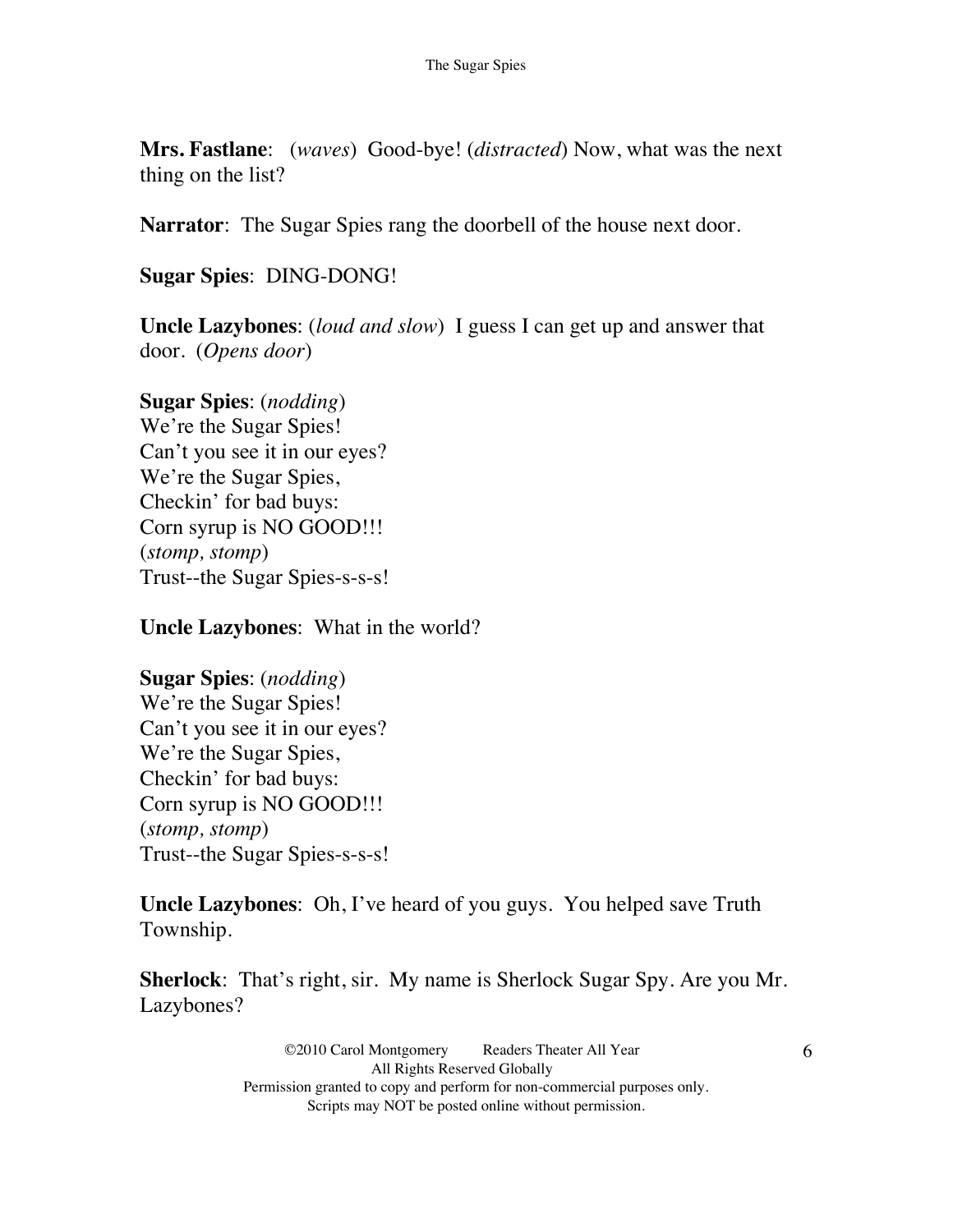**Mrs. Fastlane**: (*waves*) Good-bye! (*distracted*) Now, what was the next thing on the list?

**Narrator**: The Sugar Spies rang the doorbell of the house next door.

**Sugar Spies**: DING-DONG!

**Uncle Lazybones**: (*loud and slow*) I guess I can get up and answer that door. (*Opens door*)

**Sugar Spies**: (*nodding*)
We're the Sugar Spies!
Can't you see it in our eyes?
We're the Sugar Spies,
Checkin' for bad buys:
Corn syrup is NO GOOD!!!
(*stomp, stomp*)
Trust--the Sugar Spies-s-s-s!

**Uncle Lazybones**: What in the world?

**Sugar Spies**: (*nodding*)
We're the Sugar Spies!
Can't you see it in our eyes?
We're the Sugar Spies,
Checkin' for bad buys:
Corn syrup is NO GOOD!!!
(*stomp, stomp*)
Trust--the Sugar Spies-s-s-s!

**Uncle Lazybones**: Oh, I've heard of you guys. You helped save Truth Township.

**Sherlock**: That's right, sir. My name is Sherlock Sugar Spy. Are you Mr. Lazybones?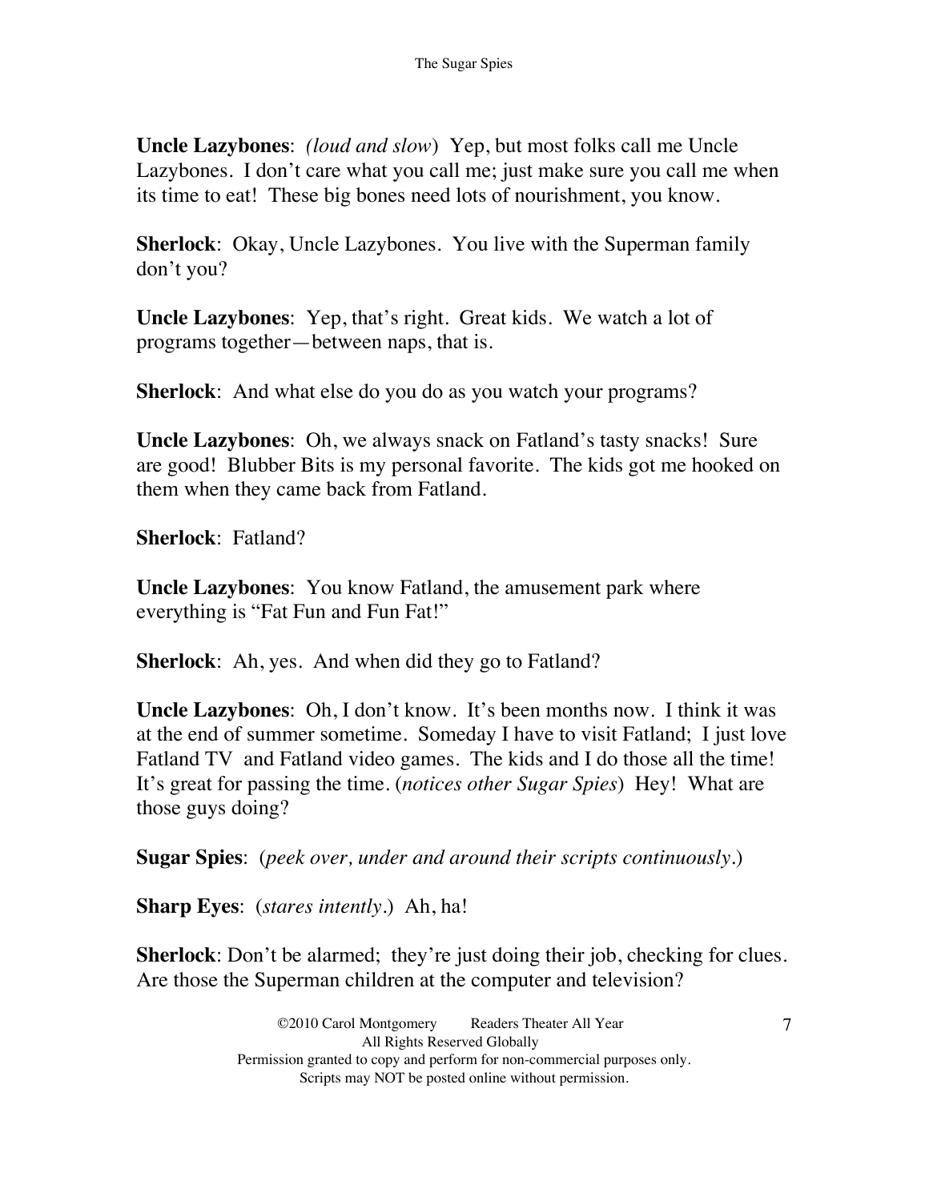**Uncle Lazybones**: *(loud and slow)* Yep, but most folks call me Uncle Lazybones. I don't care what you call me; just make sure you call me when its time to eat! These big bones need lots of nourishment, you know.

**Sherlock**: Okay, Uncle Lazybones. You live with the Superman family don't you?

**Uncle Lazybones**: Yep, that's right. Great kids. We watch a lot of programs together—between naps, that is.

**Sherlock**: And what else do you do as you watch your programs?

**Uncle Lazybones**: Oh, we always snack on Fatland's tasty snacks! Sure are good! Blubber Bits is my personal favorite. The kids got me hooked on them when they came back from Fatland.

**Sherlock**: Fatland?

**Uncle Lazybones**: You know Fatland, the amusement park where everything is "Fat Fun and Fun Fat!"

**Sherlock**: Ah, yes. And when did they go to Fatland?

**Uncle Lazybones**: Oh, I don't know. It's been months now. I think it was at the end of summer sometime. Someday I have to visit Fatland; I just love Fatland TV and Fatland video games. The kids and I do those all the time! It's great for passing the time. (*notices other Sugar Spies*) Hey! What are those guys doing?

**Sugar Spies**: (*peek over, under and around their scripts continuously.*)

**Sharp Eyes**: (*stares intently.*) Ah, ha!

**Sherlock**: Don't be alarmed; they're just doing their job, checking for clues. Are those the Superman children at the computer and television?

©2010 Carol Montgomery Readers Theater All Year
All Rights Reserved Globally
Permission granted to copy and perform for non-commercial purposes only.
Scripts may NOT be posted online without permission.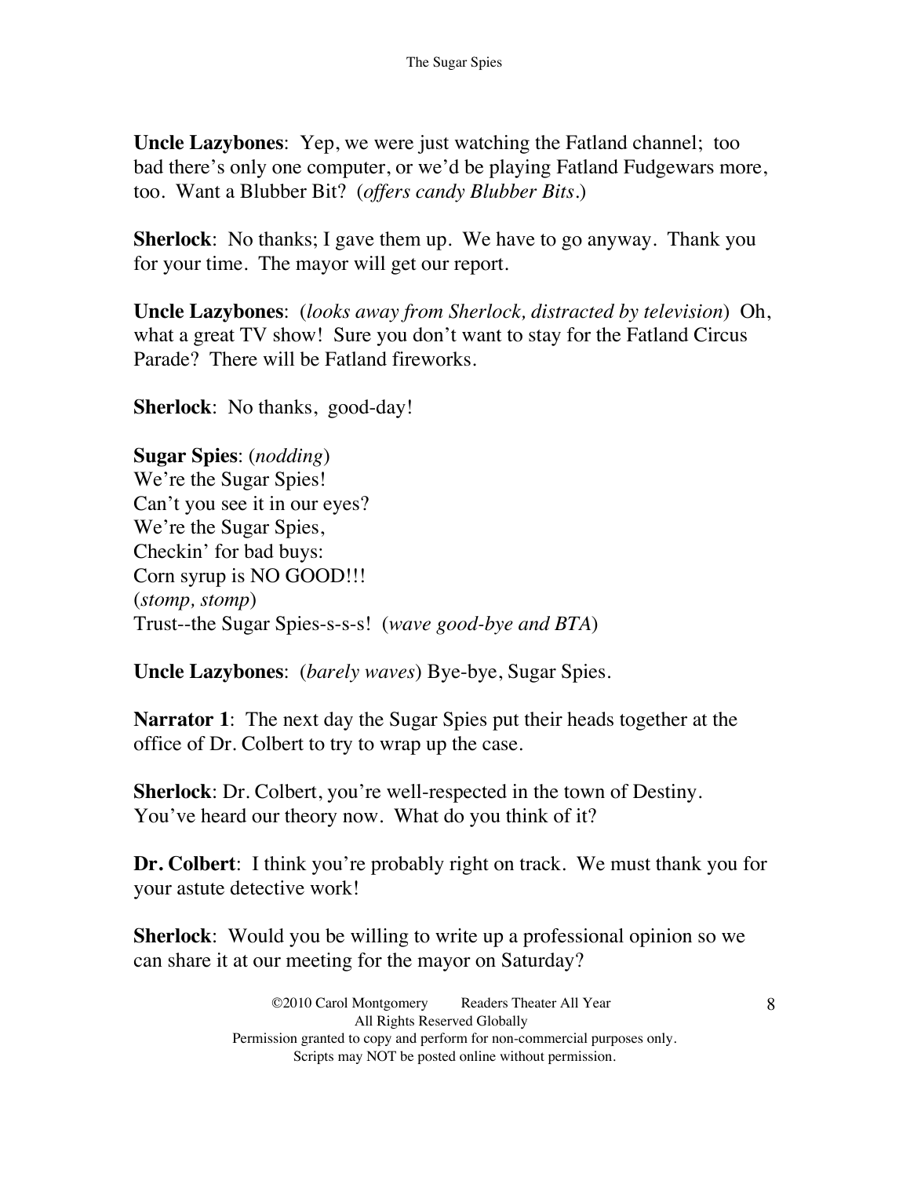**Uncle Lazybones**: Yep, we were just watching the Fatland channel; too bad there's only one computer, or we'd be playing Fatland Fudgewars more, too. Want a Blubber Bit? (*offers candy Blubber Bits.*)

**Sherlock**: No thanks; I gave them up. We have to go anyway. Thank you for your time. The mayor will get our report.

**Uncle Lazybones**: (*looks away from Sherlock, distracted by television*) Oh, what a great TV show! Sure you don't want to stay for the Fatland Circus Parade? There will be Fatland fireworks.

**Sherlock**: No thanks, good-day!

**Sugar Spies**: (*nodding*)
We're the Sugar Spies!
Can't you see it in our eyes?
We're the Sugar Spies,
Checkin' for bad buys:
Corn syrup is NO GOOD!!!
(*stomp, stomp*)
Trust--the Sugar Spies-s-s-s! (*wave good-bye and BTA*)

**Uncle Lazybones**: (*barely waves*) Bye-bye, Sugar Spies.

**Narrator 1**: The next day the Sugar Spies put their heads together at the office of Dr. Colbert to try to wrap up the case.

**Sherlock**: Dr. Colbert, you're well-respected in the town of Destiny. You've heard our theory now. What do you think of it?

**Dr. Colbert**: I think you're probably right on track. We must thank you for your astute detective work!

**Sherlock**: Would you be willing to write up a professional opinion so we can share it at our meeting for the mayor on Saturday?

©2010 Carol Montgomery Readers Theater All Year
All Rights Reserved Globally
Permission granted to copy and perform for non-commercial purposes only.
Scripts may NOT be posted online without permission.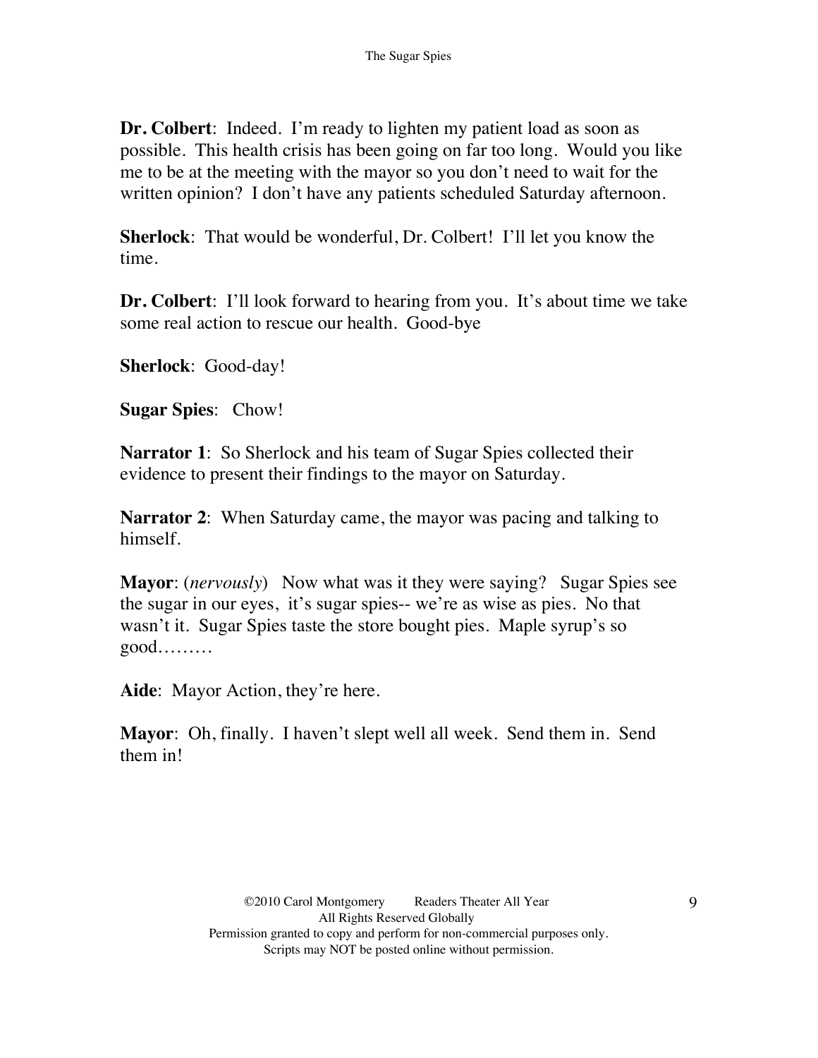**Dr. Colbert**: Indeed. I'm ready to lighten my patient load as soon as possible. This health crisis has been going on far too long. Would you like me to be at the meeting with the mayor so you don't need to wait for the written opinion? I don't have any patients scheduled Saturday afternoon.

**Sherlock**: That would be wonderful, Dr. Colbert! I'll let you know the time.

**Dr. Colbert**: I'll look forward to hearing from you. It's about time we take some real action to rescue our health. Good-bye

**Sherlock**: Good-day!

**Sugar Spies**: Chow!

**Narrator 1**: So Sherlock and his team of Sugar Spies collected their evidence to present their findings to the mayor on Saturday.

**Narrator 2**: When Saturday came, the mayor was pacing and talking to himself.

**Mayor**: (*nervously*) Now what was it they were saying? Sugar Spies see the sugar in our eyes, it's sugar spies-- we're as wise as pies. No that wasn't it. Sugar Spies taste the store bought pies. Maple syrup's so good………

**Aide**: Mayor Action, they're here.

**Mayor**: Oh, finally. I haven't slept well all week. Send them in. Send them in!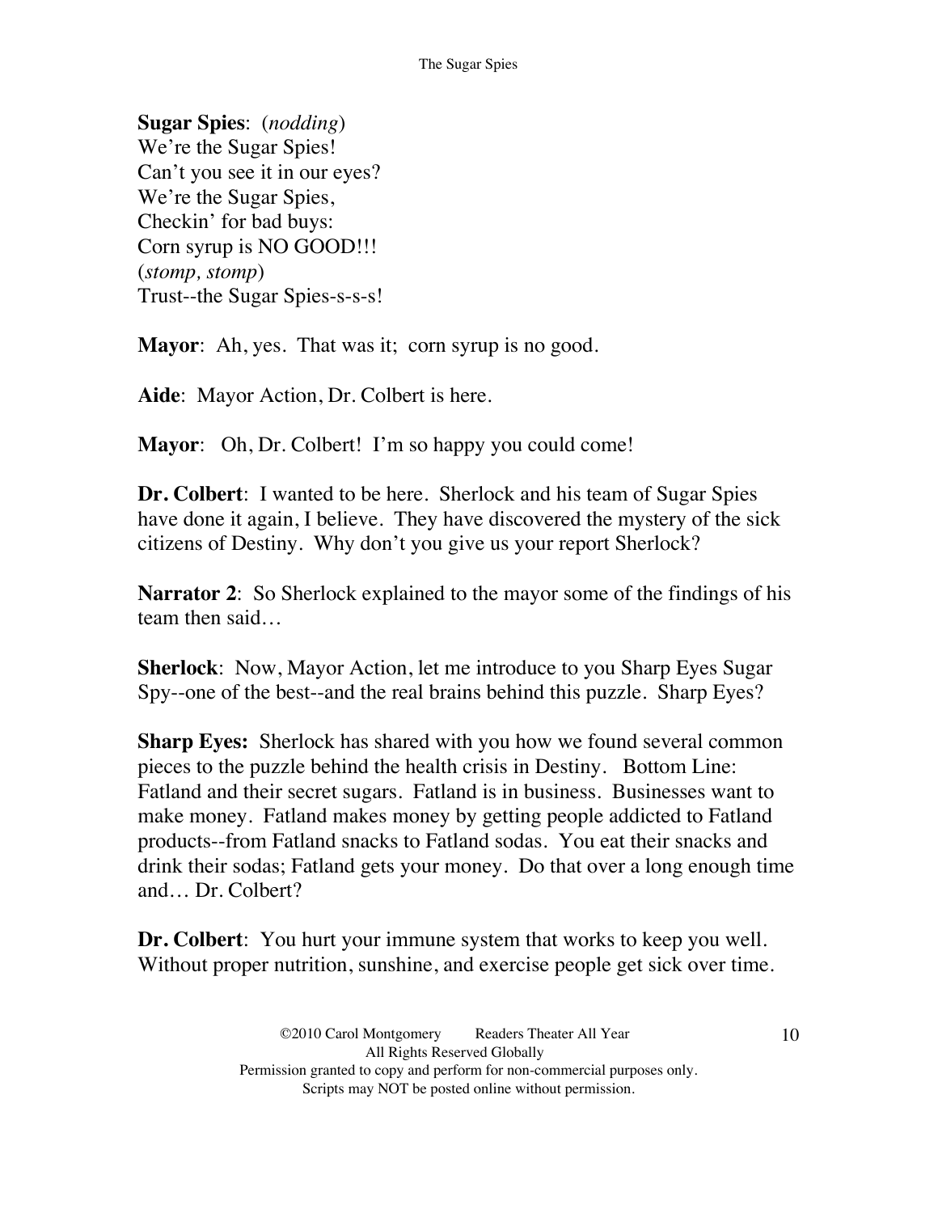**Sugar Spies**: (*nodding*)
We're the Sugar Spies!
Can't you see it in our eyes?
We're the Sugar Spies,
Checkin' for bad buys:
Corn syrup is NO GOOD!!!
(*stomp, stomp*)
Trust--the Sugar Spies-s-s-s!

**Mayor**: Ah, yes. That was it; corn syrup is no good.

**Aide**: Mayor Action, Dr. Colbert is here.

**Mayor**: Oh, Dr. Colbert! I'm so happy you could come!

**Dr. Colbert**: I wanted to be here. Sherlock and his team of Sugar Spies have done it again, I believe. They have discovered the mystery of the sick citizens of Destiny. Why don't you give us your report Sherlock?

**Narrator 2**: So Sherlock explained to the mayor some of the findings of his team then said…

**Sherlock**: Now, Mayor Action, let me introduce to you Sharp Eyes Sugar Spy--one of the best--and the real brains behind this puzzle. Sharp Eyes?

**Sharp Eyes:** Sherlock has shared with you how we found several common pieces to the puzzle behind the health crisis in Destiny. Bottom Line: Fatland and their secret sugars. Fatland is in business. Businesses want to make money. Fatland makes money by getting people addicted to Fatland products--from Fatland snacks to Fatland sodas. You eat their snacks and drink their sodas; Fatland gets your money. Do that over a long enough time and… Dr. Colbert?

**Dr. Colbert**: You hurt your immune system that works to keep you well. Without proper nutrition, sunshine, and exercise people get sick over time.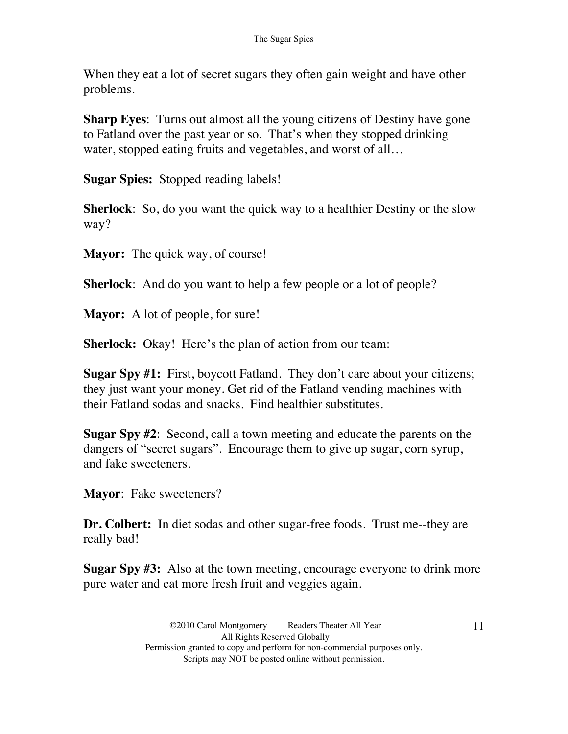When they eat a lot of secret sugars they often gain weight and have other problems.

**Sharp Eyes**: Turns out almost all the young citizens of Destiny have gone to Fatland over the past year or so. That's when they stopped drinking water, stopped eating fruits and vegetables, and worst of all…

**Sugar Spies:** Stopped reading labels!

**Sherlock**: So, do you want the quick way to a healthier Destiny or the slow way?

**Mayor:** The quick way, of course!

**Sherlock**: And do you want to help a few people or a lot of people?

**Mayor:** A lot of people, for sure!

**Sherlock:** Okay! Here's the plan of action from our team:

**Sugar Spy #1:** First, boycott Fatland. They don't care about your citizens; they just want your money. Get rid of the Fatland vending machines with their Fatland sodas and snacks. Find healthier substitutes.

**Sugar Spy #2**: Second, call a town meeting and educate the parents on the dangers of "secret sugars". Encourage them to give up sugar, corn syrup, and fake sweeteners.

**Mayor**: Fake sweeteners?

**Dr. Colbert:** In diet sodas and other sugar-free foods. Trust me--they are really bad!

**Sugar Spy #3:** Also at the town meeting, encourage everyone to drink more pure water and eat more fresh fruit and veggies again.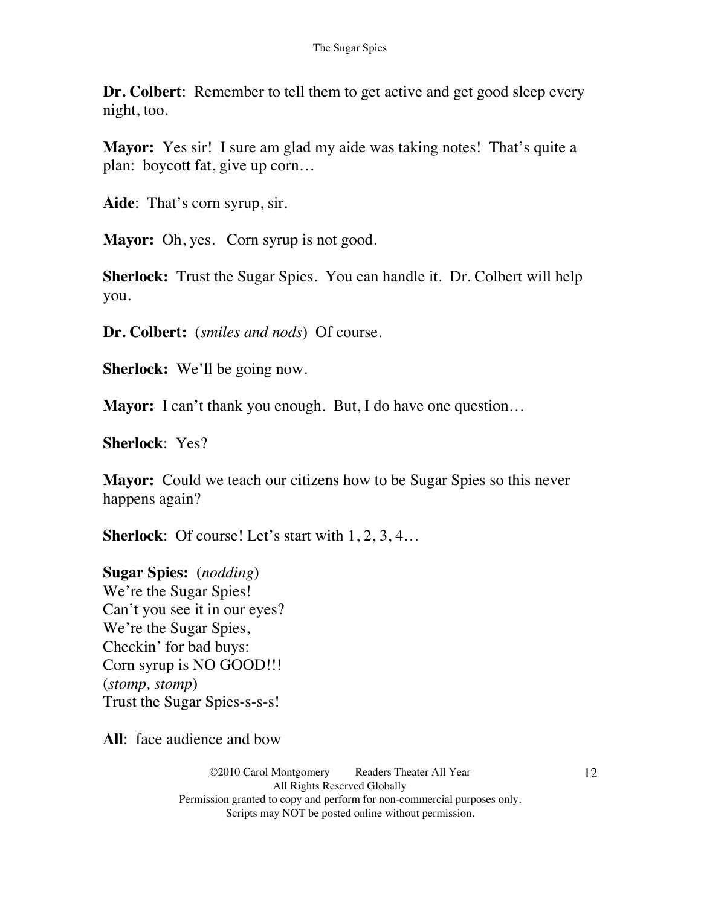**Dr. Colbert**: Remember to tell them to get active and get good sleep every night, too.

**Mayor:** Yes sir! I sure am glad my aide was taking notes! That's quite a plan: boycott fat, give up corn…

**Aide**: That's corn syrup, sir.

**Mayor:** Oh, yes. Corn syrup is not good.

**Sherlock:** Trust the Sugar Spies. You can handle it. Dr. Colbert will help you.

**Dr. Colbert:** (*smiles and nods*) Of course.

**Sherlock:** We'll be going now.

**Mayor:** I can't thank you enough. But, I do have one question…

**Sherlock**: Yes?

**Mayor:** Could we teach our citizens how to be Sugar Spies so this never happens again?

**Sherlock**: Of course! Let's start with 1, 2, 3, 4…

**Sugar Spies:** (*nodding*)
We're the Sugar Spies!
Can't you see it in our eyes?
We're the Sugar Spies,
Checkin' for bad buys:
Corn syrup is NO GOOD!!!
(*stomp, stomp*)
Trust the Sugar Spies-s-s-s!

**All**: face audience and bow

©2010 Carol Montgomery Readers Theater All Year
All Rights Reserved Globally
Permission granted to copy and perform for non-commercial purposes only.
Scripts may NOT be posted online without permission.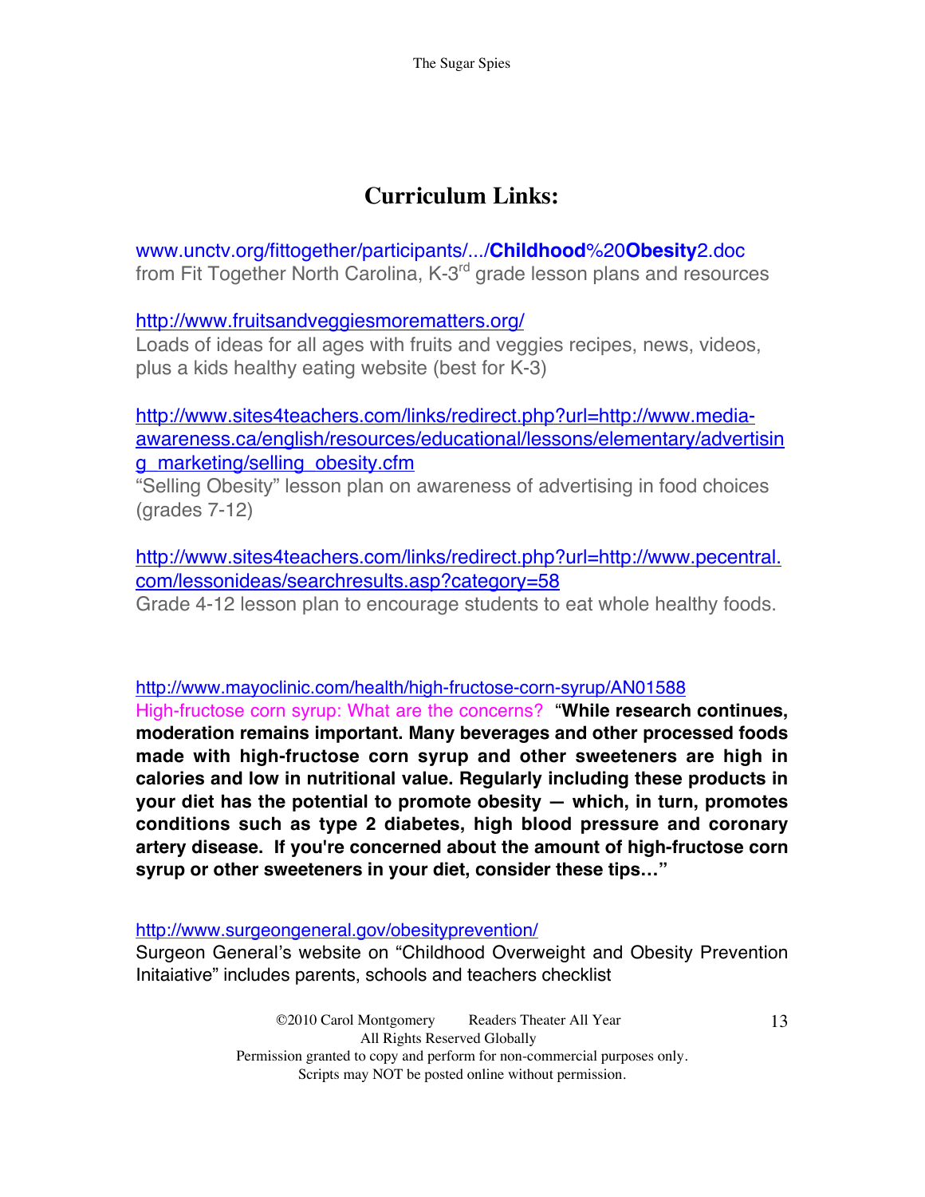# Curriculum Links:

www.unctv.org/fittogether/participants/.../**Childhood**%20**Obesity**2.doc
from Fit Together North Carolina, K-3rd grade lesson plans and resources

http://www.fruitsandveggiesmorematters.org/
Loads of ideas for all ages with fruits and veggies recipes, news, videos, plus a kids healthy eating website (best for K-3)

http://www.sites4teachers.com/links/redirect.php?url=http://www.media-awareness.ca/english/resources/educational/lessons/elementary/advertising_marketing/selling_obesity.cfm
"Selling Obesity" lesson plan on awareness of advertising in food choices (grades 7-12)

http://www.sites4teachers.com/links/redirect.php?url=http://www.pecentral.com/lessonideas/searchresults.asp?category=58
Grade 4-12 lesson plan to encourage students to eat whole healthy foods.

http://www.mayoclinic.com/health/high-fructose-corn-syrup/AN01588
High-fructose corn syrup: What are the concerns? **"While research continues, moderation remains important. Many beverages and other processed foods made with high-fructose corn syrup and other sweeteners are high in calories and low in nutritional value. Regularly including these products in your diet has the potential to promote obesity — which, in turn, promotes conditions such as type 2 diabetes, high blood pressure and coronary artery disease. If you're concerned about the amount of high-fructose corn syrup or other sweeteners in your diet, consider these tips…"**

http://www.surgeongeneral.gov/obesityprevention/
Surgeon General's website on "Childhood Overweight and Obesity Prevention Initaiative" includes parents, schools and teachers checklist

©2010 Carol Montgomery Readers Theater All Year
All Rights Reserved Globally
Permission granted to copy and perform for non-commercial purposes only.
Scripts may NOT be posted online without permission.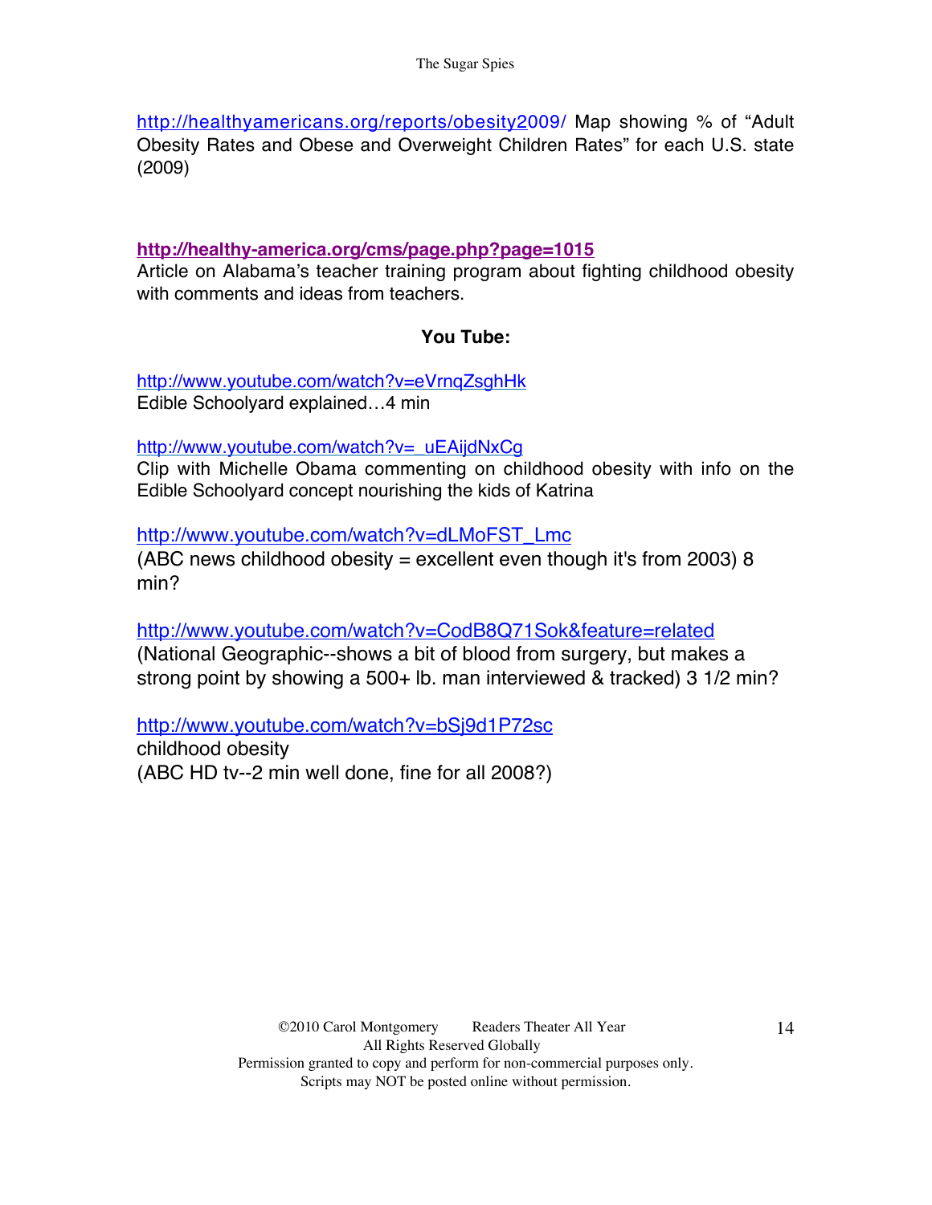http://healthyamericans.org/reports/obesity2009/ Map showing % of "Adult Obesity Rates and Obese and Overweight Children Rates" for each U.S. state (2009)

**http://healthy-america.org/cms/page.php?page=1015**
Article on Alabama's teacher training program about fighting childhood obesity with comments and ideas from teachers.

**You Tube:**

http://www.youtube.com/watch?v=eVrnqZsghHk
Edible Schoolyard explained…4 min

http://www.youtube.com/watch?v=_uEAijdNxCg
Clip with Michelle Obama commenting on childhood obesity with info on the Edible Schoolyard concept nourishing the kids of Katrina

http://www.youtube.com/watch?v=dLMoFST_Lmc
(ABC news childhood obesity = excellent even though it's from 2003) 8 min?

http://www.youtube.com/watch?v=CodB8Q71Sok&feature=related
(National Geographic--shows a bit of blood from surgery, but makes a strong point by showing a 500+ lb. man interviewed & tracked) 3 1/2 min?

http://www.youtube.com/watch?v=bSj9d1P72sc
childhood obesity
(ABC HD tv--2 min well done, fine for all 2008?)

©2010 Carol Montgomery Readers Theater All Year
All Rights Reserved Globally
Permission granted to copy and perform for non-commercial purposes only.
Scripts may NOT be posted online without permission.